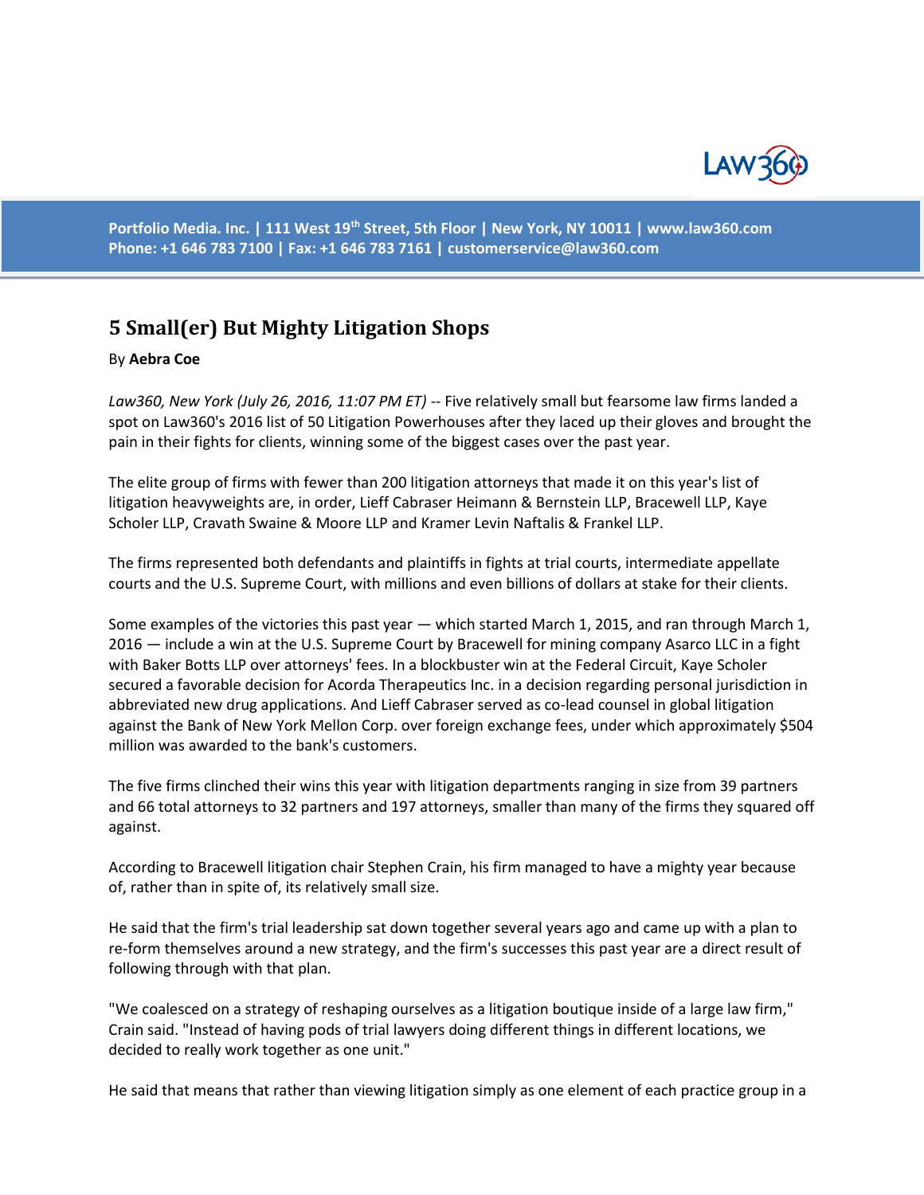Portfolio Media. Inc. | 111 West 19th Street, 5th Floor | New York, NY 10011 | www.law360.com
Phone: +1 646 783 7100 | Fax: +1 646 783 7161 | customerservice@law360.com

# 5 Small(er) But Mighty Litigation Shops

By **Aebra Coe**

*Law360, New York (July 26, 2016, 11:07 PM ET)* -- Five relatively small but fearsome law firms landed a spot on Law360's 2016 list of 50 Litigation Powerhouses after they laced up their gloves and brought the pain in their fights for clients, winning some of the biggest cases over the past year.

The elite group of firms with fewer than 200 litigation attorneys that made it on this year's list of litigation heavyweights are, in order, Lieff Cabraser Heimann & Bernstein LLP, Bracewell LLP, Kaye Scholer LLP, Cravath Swaine & Moore LLP and Kramer Levin Naftalis & Frankel LLP.

The firms represented both defendants and plaintiffs in fights at trial courts, intermediate appellate courts and the U.S. Supreme Court, with millions and even billions of dollars at stake for their clients.

Some examples of the victories this past year — which started March 1, 2015, and ran through March 1, 2016 — include a win at the U.S. Supreme Court by Bracewell for mining company Asarco LLC in a fight with Baker Botts LLP over attorneys' fees. In a blockbuster win at the Federal Circuit, Kaye Scholer secured a favorable decision for Acorda Therapeutics Inc. in a decision regarding personal jurisdiction in abbreviated new drug applications. And Lieff Cabraser served as co-lead counsel in global litigation against the Bank of New York Mellon Corp. over foreign exchange fees, under which approximately $504 million was awarded to the bank's customers.

The five firms clinched their wins this year with litigation departments ranging in size from 39 partners and 66 total attorneys to 32 partners and 197 attorneys, smaller than many of the firms they squared off against.

According to Bracewell litigation chair Stephen Crain, his firm managed to have a mighty year because of, rather than in spite of, its relatively small size.

He said that the firm's trial leadership sat down together several years ago and came up with a plan to re-form themselves around a new strategy, and the firm's successes this past year are a direct result of following through with that plan.

"We coalesced on a strategy of reshaping ourselves as a litigation boutique inside of a large law firm," Crain said. "Instead of having pods of trial lawyers doing different things in different locations, we decided to really work together as one unit."

He said that means that rather than viewing litigation simply as one element of each practice group in a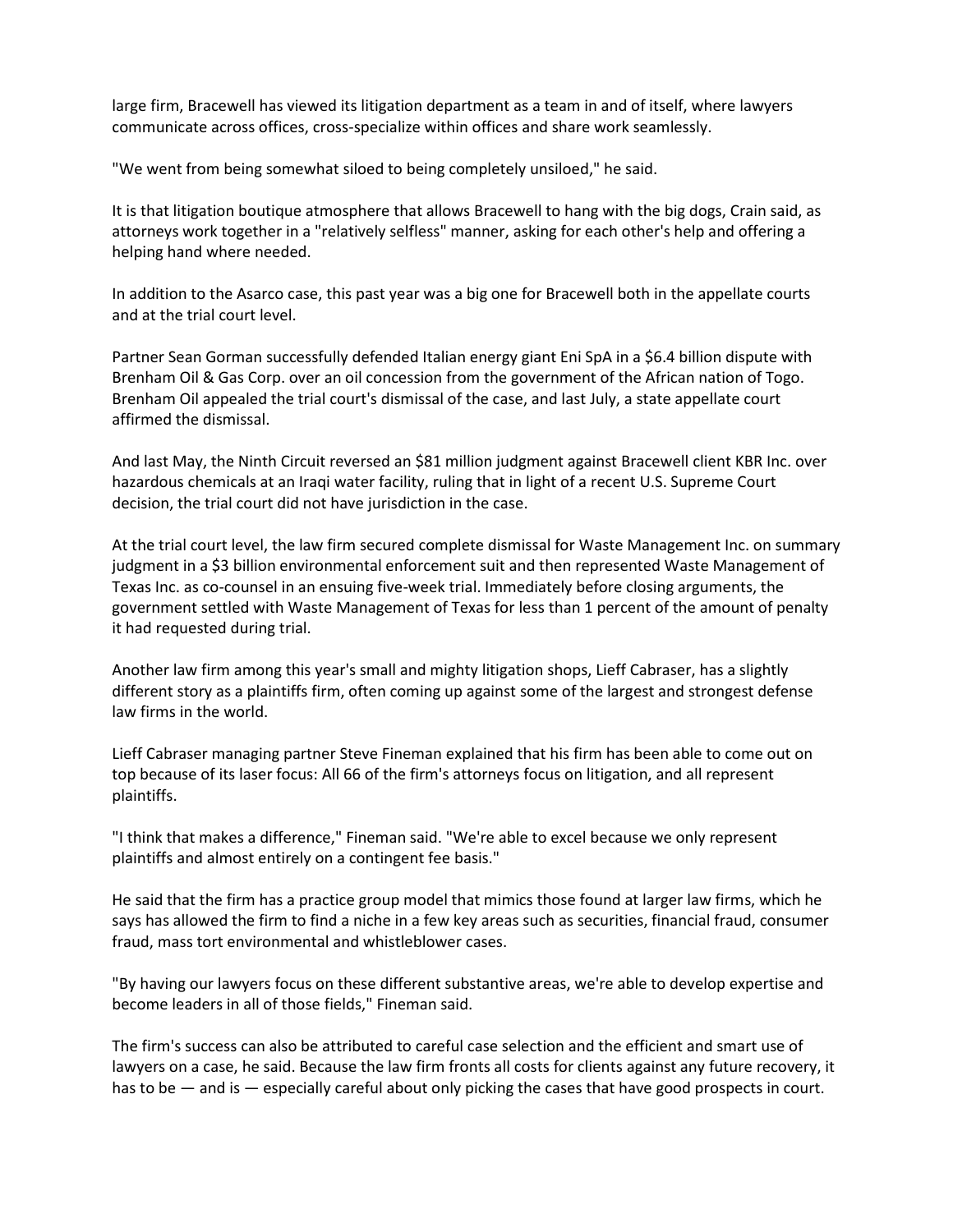large firm, Bracewell has viewed its litigation department as a team in and of itself, where lawyers communicate across offices, cross-specialize within offices and share work seamlessly.

"We went from being somewhat siloed to being completely unsiloed," he said.

It is that litigation boutique atmosphere that allows Bracewell to hang with the big dogs, Crain said, as attorneys work together in a "relatively selfless" manner, asking for each other's help and offering a helping hand where needed.

In addition to the Asarco case, this past year was a big one for Bracewell both in the appellate courts and at the trial court level.

Partner Sean Gorman successfully defended Italian energy giant Eni SpA in a $6.4 billion dispute with Brenham Oil & Gas Corp. over an oil concession from the government of the African nation of Togo. Brenham Oil appealed the trial court's dismissal of the case, and last July, a state appellate court affirmed the dismissal.

And last May, the Ninth Circuit reversed an $81 million judgment against Bracewell client KBR Inc. over hazardous chemicals at an Iraqi water facility, ruling that in light of a recent U.S. Supreme Court decision, the trial court did not have jurisdiction in the case.

At the trial court level, the law firm secured complete dismissal for Waste Management Inc. on summary judgment in a $3 billion environmental enforcement suit and then represented Waste Management of Texas Inc. as co-counsel in an ensuing five-week trial. Immediately before closing arguments, the government settled with Waste Management of Texas for less than 1 percent of the amount of penalty it had requested during trial.

Another law firm among this year's small and mighty litigation shops, Lieff Cabraser, has a slightly different story as a plaintiffs firm, often coming up against some of the largest and strongest defense law firms in the world.

Lieff Cabraser managing partner Steve Fineman explained that his firm has been able to come out on top because of its laser focus: All 66 of the firm's attorneys focus on litigation, and all represent plaintiffs.

"I think that makes a difference," Fineman said. "We're able to excel because we only represent plaintiffs and almost entirely on a contingent fee basis."

He said that the firm has a practice group model that mimics those found at larger law firms, which he says has allowed the firm to find a niche in a few key areas such as securities, financial fraud, consumer fraud, mass tort environmental and whistleblower cases.

"By having our lawyers focus on these different substantive areas, we're able to develop expertise and become leaders in all of those fields," Fineman said.

The firm's success can also be attributed to careful case selection and the efficient and smart use of lawyers on a case, he said. Because the law firm fronts all costs for clients against any future recovery, it has to be — and is — especially careful about only picking the cases that have good prospects in court.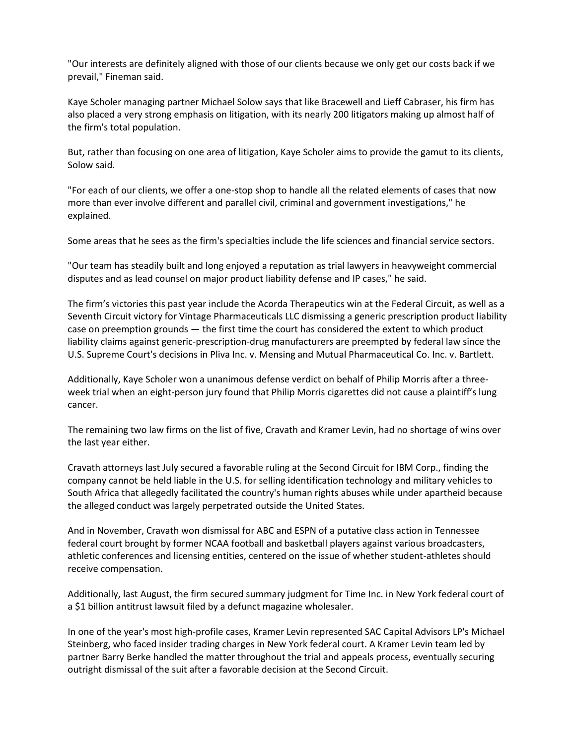"Our interests are definitely aligned with those of our clients because we only get our costs back if we prevail," Fineman said.

Kaye Scholer managing partner Michael Solow says that like Bracewell and Lieff Cabraser, his firm has also placed a very strong emphasis on litigation, with its nearly 200 litigators making up almost half of the firm's total population.

But, rather than focusing on one area of litigation, Kaye Scholer aims to provide the gamut to its clients, Solow said.

"For each of our clients, we offer a one-stop shop to handle all the related elements of cases that now more than ever involve different and parallel civil, criminal and government investigations," he explained.

Some areas that he sees as the firm's specialties include the life sciences and financial service sectors.

"Our team has steadily built and long enjoyed a reputation as trial lawyers in heavyweight commercial disputes and as lead counsel on major product liability defense and IP cases," he said.

The firm's victories this past year include the Acorda Therapeutics win at the Federal Circuit, as well as a Seventh Circuit victory for Vintage Pharmaceuticals LLC dismissing a generic prescription product liability case on preemption grounds — the first time the court has considered the extent to which product liability claims against generic-prescription-drug manufacturers are preempted by federal law since the U.S. Supreme Court's decisions in Pliva Inc. v. Mensing and Mutual Pharmaceutical Co. Inc. v. Bartlett.

Additionally, Kaye Scholer won a unanimous defense verdict on behalf of Philip Morris after a three-week trial when an eight-person jury found that Philip Morris cigarettes did not cause a plaintiff's lung cancer.

The remaining two law firms on the list of five, Cravath and Kramer Levin, had no shortage of wins over the last year either.

Cravath attorneys last July secured a favorable ruling at the Second Circuit for IBM Corp., finding the company cannot be held liable in the U.S. for selling identification technology and military vehicles to South Africa that allegedly facilitated the country's human rights abuses while under apartheid because the alleged conduct was largely perpetrated outside the United States.

And in November, Cravath won dismissal for ABC and ESPN of a putative class action in Tennessee federal court brought by former NCAA football and basketball players against various broadcasters, athletic conferences and licensing entities, centered on the issue of whether student-athletes should receive compensation.

Additionally, last August, the firm secured summary judgment for Time Inc. in New York federal court of a $1 billion antitrust lawsuit filed by a defunct magazine wholesaler.

In one of the year's most high-profile cases, Kramer Levin represented SAC Capital Advisors LP's Michael Steinberg, who faced insider trading charges in New York federal court. A Kramer Levin team led by partner Barry Berke handled the matter throughout the trial and appeals process, eventually securing outright dismissal of the suit after a favorable decision at the Second Circuit.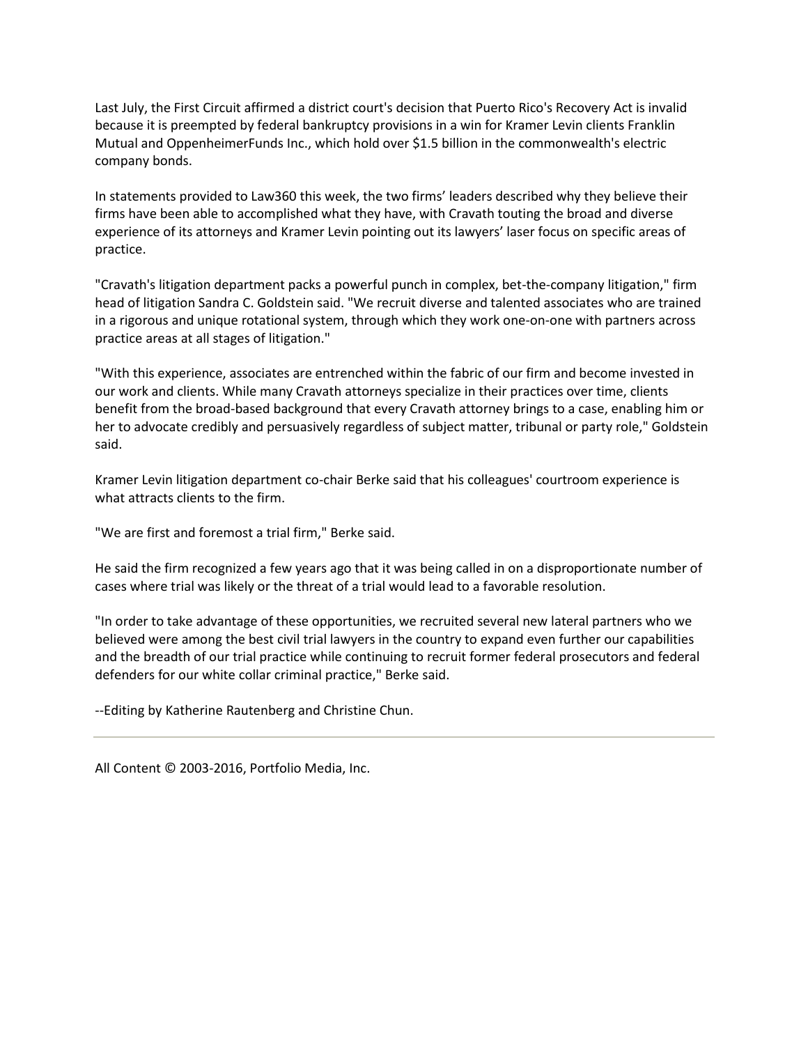Last July, the First Circuit affirmed a district court's decision that Puerto Rico's Recovery Act is invalid because it is preempted by federal bankruptcy provisions in a win for Kramer Levin clients Franklin Mutual and OppenheimerFunds Inc., which hold over $1.5 billion in the commonwealth's electric company bonds.

In statements provided to Law360 this week, the two firms' leaders described why they believe their firms have been able to accomplished what they have, with Cravath touting the broad and diverse experience of its attorneys and Kramer Levin pointing out its lawyers' laser focus on specific areas of practice.

"Cravath's litigation department packs a powerful punch in complex, bet-the-company litigation," firm head of litigation Sandra C. Goldstein said. "We recruit diverse and talented associates who are trained in a rigorous and unique rotational system, through which they work one-on-one with partners across practice areas at all stages of litigation."

"With this experience, associates are entrenched within the fabric of our firm and become invested in our work and clients. While many Cravath attorneys specialize in their practices over time, clients benefit from the broad-based background that every Cravath attorney brings to a case, enabling him or her to advocate credibly and persuasively regardless of subject matter, tribunal or party role," Goldstein said.

Kramer Levin litigation department co-chair Berke said that his colleagues' courtroom experience is what attracts clients to the firm.

"We are first and foremost a trial firm," Berke said.

He said the firm recognized a few years ago that it was being called in on a disproportionate number of cases where trial was likely or the threat of a trial would lead to a favorable resolution.

"In order to take advantage of these opportunities, we recruited several new lateral partners who we believed were among the best civil trial lawyers in the country to expand even further our capabilities and the breadth of our trial practice while continuing to recruit former federal prosecutors and federal defenders for our white collar criminal practice," Berke said.

--Editing by Katherine Rautenberg and Christine Chun.

---

All Content © 2003-2016, Portfolio Media, Inc.